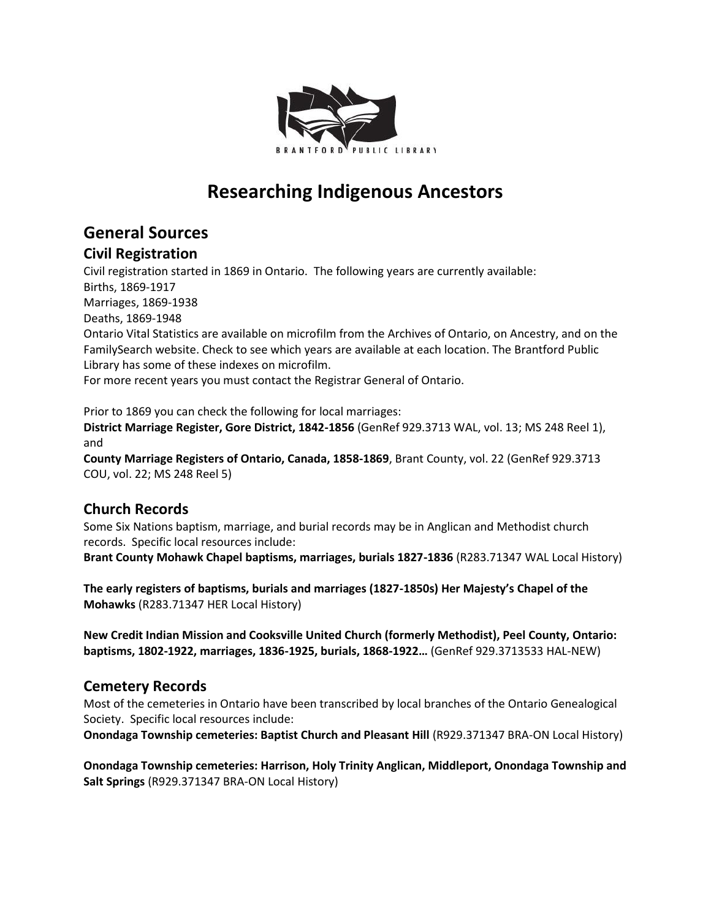BRANTFORD PUBLIC LIBRARY

# Researching Indigenous Ancestors

## General Sources

### Civil Registration

Civil registration started in 1869 in Ontario. The following years are currently available:
Births, 1869-1917
Marriages, 1869-1938
Deaths, 1869-1948
Ontario Vital Statistics are available on microfilm from the Archives of Ontario, on Ancestry, and on the FamilySearch website. Check to see which years are available at each location. The Brantford Public Library has some of these indexes on microfilm.
For more recent years you must contact the Registrar General of Ontario.

Prior to 1869 you can check the following for local marriages:
**District Marriage Register, Gore District, 1842-1856** (GenRef 929.3713 WAL, vol. 13; MS 248 Reel 1), and
**County Marriage Registers of Ontario, Canada, 1858-1869**, Brant County, vol. 22 (GenRef 929.3713 COU, vol. 22; MS 248 Reel 5)

### Church Records

Some Six Nations baptism, marriage, and burial records may be in Anglican and Methodist church records. Specific local resources include:
**Brant County Mohawk Chapel baptisms, marriages, burials 1827-1836** (R283.71347 WAL Local History)

**The early registers of baptisms, burials and marriages (1827-1850s) Her Majesty's Chapel of the Mohawks** (R283.71347 HER Local History)

**New Credit Indian Mission and Cooksville United Church (formerly Methodist), Peel County, Ontario: baptisms, 1802-1922, marriages, 1836-1925, burials, 1868-1922…** (GenRef 929.3713533 HAL-NEW)

### Cemetery Records

Most of the cemeteries in Ontario have been transcribed by local branches of the Ontario Genealogical Society. Specific local resources include:
**Onondaga Township cemeteries: Baptist Church and Pleasant Hill** (R929.371347 BRA-ON Local History)

**Onondaga Township cemeteries: Harrison, Holy Trinity Anglican, Middleport, Onondaga Township and Salt Springs** (R929.371347 BRA-ON Local History)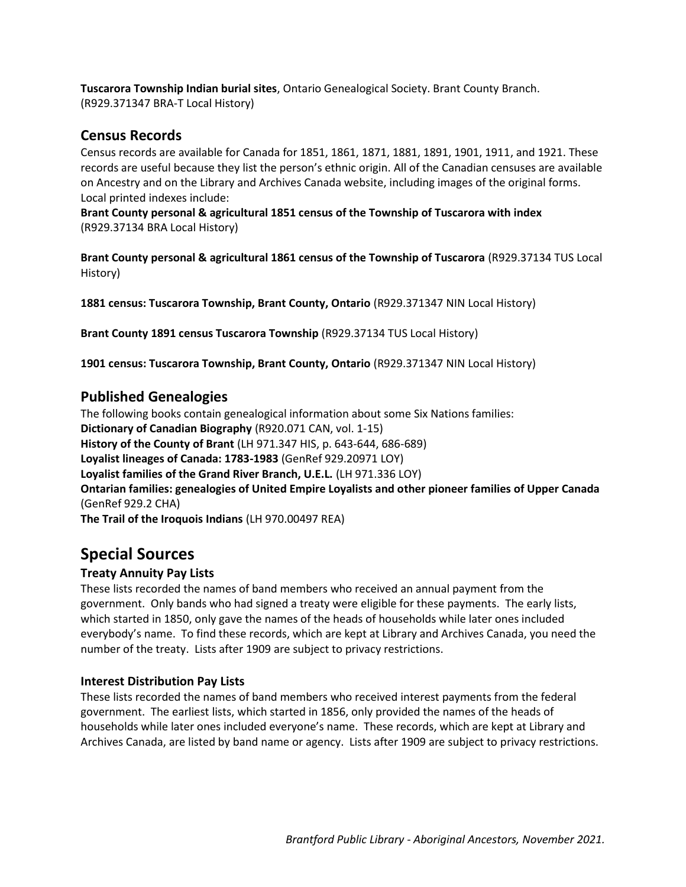**Tuscarora Township Indian burial sites**, Ontario Genealogical Society. Brant County Branch. (R929.371347 BRA-T Local History)

## Census Records

Census records are available for Canada for 1851, 1861, 1871, 1881, 1891, 1901, 1911, and 1921. These records are useful because they list the person's ethnic origin. All of the Canadian censuses are available on Ancestry and on the Library and Archives Canada website, including images of the original forms. Local printed indexes include:

**Brant County personal & agricultural 1851 census of the Township of Tuscarora with index** (R929.37134 BRA Local History)

**Brant County personal & agricultural 1861 census of the Township of Tuscarora** (R929.37134 TUS Local History)

**1881 census: Tuscarora Township, Brant County, Ontario** (R929.371347 NIN Local History)

**Brant County 1891 census Tuscarora Township** (R929.37134 TUS Local History)

**1901 census: Tuscarora Township, Brant County, Ontario** (R929.371347 NIN Local History)

## Published Genealogies

The following books contain genealogical information about some Six Nations families:

**Dictionary of Canadian Biography** (R920.071 CAN, vol. 1-15)
**History of the County of Brant** (LH 971.347 HIS, p. 643-644, 686-689)
**Loyalist lineages of Canada: 1783-1983** (GenRef 929.20971 LOY)
**Loyalist families of the Grand River Branch, U.E.L.** (LH 971.336 LOY)
**Ontarian families: genealogies of United Empire Loyalists and other pioneer families of Upper Canada** (GenRef 929.2 CHA)
**The Trail of the Iroquois Indians** (LH 970.00497 REA)

# Special Sources

### Treaty Annuity Pay Lists

These lists recorded the names of band members who received an annual payment from the government. Only bands who had signed a treaty were eligible for these payments. The early lists, which started in 1850, only gave the names of the heads of households while later ones included everybody's name. To find these records, which are kept at Library and Archives Canada, you need the number of the treaty. Lists after 1909 are subject to privacy restrictions.

### Interest Distribution Pay Lists

These lists recorded the names of band members who received interest payments from the federal government. The earliest lists, which started in 1856, only provided the names of the heads of households while later ones included everyone's name. These records, which are kept at Library and Archives Canada, are listed by band name or agency. Lists after 1909 are subject to privacy restrictions.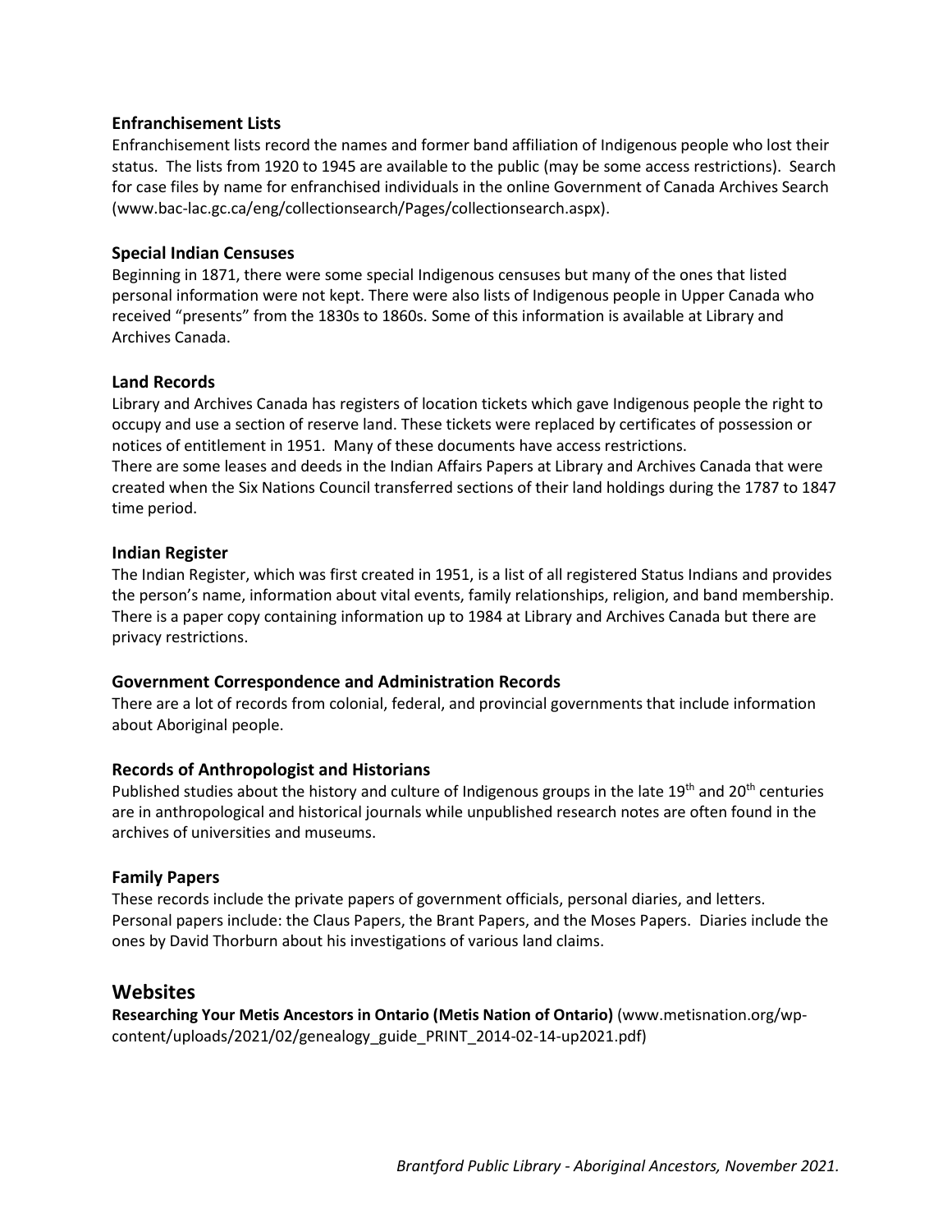### Enfranchisement Lists

Enfranchisement lists record the names and former band affiliation of Indigenous people who lost their status. The lists from 1920 to 1945 are available to the public (may be some access restrictions). Search for case files by name for enfranchised individuals in the online Government of Canada Archives Search (www.bac-lac.gc.ca/eng/collectionsearch/Pages/collectionsearch.aspx).

### Special Indian Censuses

Beginning in 1871, there were some special Indigenous censuses but many of the ones that listed personal information were not kept. There were also lists of Indigenous people in Upper Canada who received "presents" from the 1830s to 1860s. Some of this information is available at Library and Archives Canada.

### Land Records

Library and Archives Canada has registers of location tickets which gave Indigenous people the right to occupy and use a section of reserve land. These tickets were replaced by certificates of possession or notices of entitlement in 1951. Many of these documents have access restrictions.
There are some leases and deeds in the Indian Affairs Papers at Library and Archives Canada that were created when the Six Nations Council transferred sections of their land holdings during the 1787 to 1847 time period.

### Indian Register

The Indian Register, which was first created in 1951, is a list of all registered Status Indians and provides the person's name, information about vital events, family relationships, religion, and band membership. There is a paper copy containing information up to 1984 at Library and Archives Canada but there are privacy restrictions.

### Government Correspondence and Administration Records

There are a lot of records from colonial, federal, and provincial governments that include information about Aboriginal people.

### Records of Anthropologist and Historians

Published studies about the history and culture of Indigenous groups in the late 19th and 20th centuries are in anthropological and historical journals while unpublished research notes are often found in the archives of universities and museums.

### Family Papers

These records include the private papers of government officials, personal diaries, and letters. Personal papers include: the Claus Papers, the Brant Papers, and the Moses Papers. Diaries include the ones by David Thorburn about his investigations of various land claims.

## Websites

**Researching Your Metis Ancestors in Ontario (Metis Nation of Ontario)** (www.metisnation.org/wp-content/uploads/2021/02/genealogy_guide_PRINT_2014-02-14-up2021.pdf)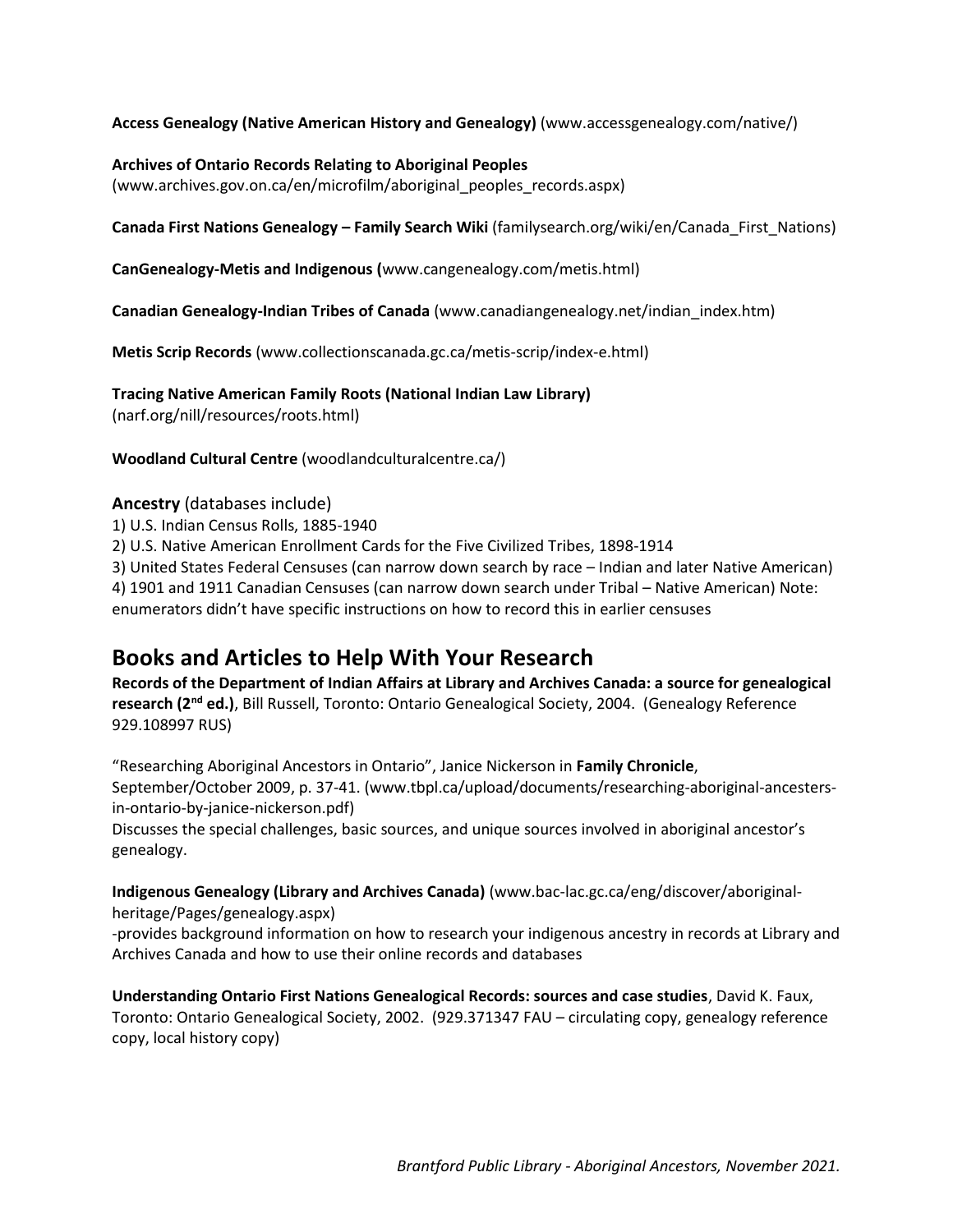**Access Genealogy (Native American History and Genealogy)** (www.accessgenealogy.com/native/)

**Archives of Ontario Records Relating to Aboriginal Peoples**
(www.archives.gov.on.ca/en/microfilm/aboriginal_peoples_records.aspx)

**Canada First Nations Genealogy – Family Search Wiki** (familysearch.org/wiki/en/Canada_First_Nations)

**CanGenealogy-Metis and Indigenous (**www.cangenealogy.com/metis.html)

**Canadian Genealogy-Indian Tribes of Canada** (www.canadiangenealogy.net/indian_index.htm)

**Metis Scrip Records** (www.collectionscanada.gc.ca/metis-scrip/index-e.html)

**Tracing Native American Family Roots (National Indian Law Library)**
(narf.org/nill/resources/roots.html)

**Woodland Cultural Centre** (woodlandculturalcentre.ca/)

**Ancestry** (databases include)

1) U.S. Indian Census Rolls, 1885-1940
2) U.S. Native American Enrollment Cards for the Five Civilized Tribes, 1898-1914
3) United States Federal Censuses (can narrow down search by race – Indian and later Native American)
4) 1901 and 1911 Canadian Censuses (can narrow down search under Tribal – Native American) Note: enumerators didn't have specific instructions on how to record this in earlier censuses

## Books and Articles to Help With Your Research

**Records of the Department of Indian Affairs at Library and Archives Canada: a source for genealogical research (2nd ed.)**, Bill Russell, Toronto: Ontario Genealogical Society, 2004. (Genealogy Reference 929.108997 RUS)

"Researching Aboriginal Ancestors in Ontario", Janice Nickerson in **Family Chronicle**, September/October 2009, p. 37-41. (www.tbpl.ca/upload/documents/researching-aboriginal-ancesters-in-ontario-by-janice-nickerson.pdf)
Discusses the special challenges, basic sources, and unique sources involved in aboriginal ancestor's genealogy.

**Indigenous Genealogy (Library and Archives Canada)** (www.bac-lac.gc.ca/eng/discover/aboriginal-heritage/Pages/genealogy.aspx)
-provides background information on how to research your indigenous ancestry in records at Library and Archives Canada and how to use their online records and databases

**Understanding Ontario First Nations Genealogical Records: sources and case studies**, David K. Faux, Toronto: Ontario Genealogical Society, 2002. (929.371347 FAU – circulating copy, genealogy reference copy, local history copy)

*Brantford Public Library - Aboriginal Ancestors, November 2021.*